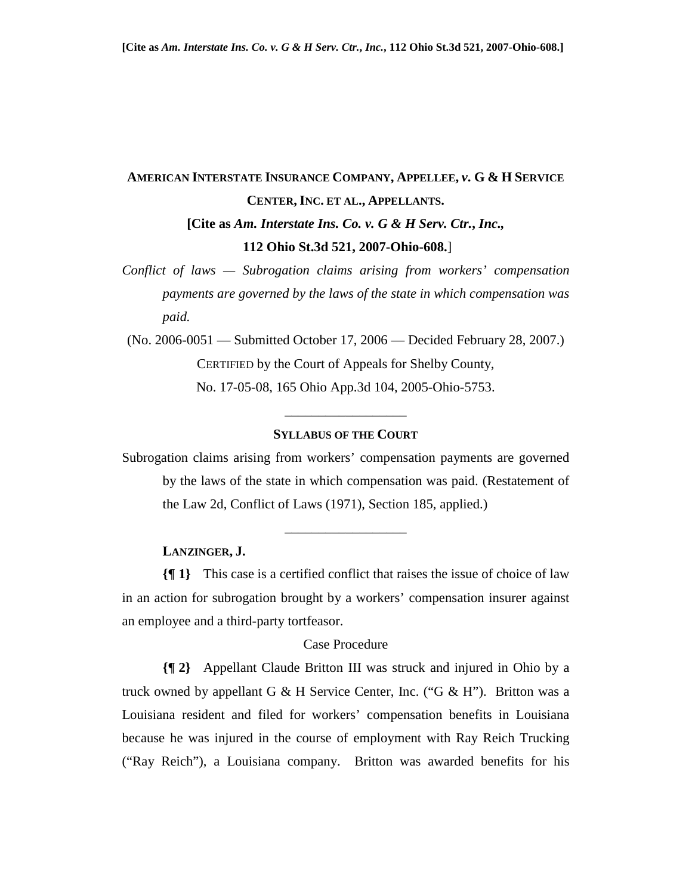**AMERICAN INTERSTATE INSURANCE COMPANY, APPELLEE, *v.* G & H SERVICE CENTER, INC. ET AL., APPELLANTS.**

**[Cite as *Am. Interstate Ins. Co. v. G & H Serv. Ctr., Inc.*, 112 Ohio St.3d 521, 2007-Ohio-608.]**

*Conflict of laws — Subrogation claims arising from workers' compensation payments are governed by the laws of the state in which compensation was paid.*

(No. 2006-0051 — Submitted October 17, 2006 — Decided February 28, 2007.)

CERTIFIED by the Court of Appeals for Shelby County, No. 17-05-08, 165 Ohio App.3d 104, 2005-Ohio-5753.

---

**SYLLABUS OF THE COURT**

Subrogation claims arising from workers' compensation payments are governed by the laws of the state in which compensation was paid. (Restatement of the Law 2d, Conflict of Laws (1971), Section 185, applied.)

---

**LANZINGER, J.**

**{¶ 1}** This case is a certified conflict that raises the issue of choice of law in an action for subrogation brought by a workers' compensation insurer against an employee and a third-party tortfeasor.

Case Procedure

**{¶ 2}** Appellant Claude Britton III was struck and injured in Ohio by a truck owned by appellant G & H Service Center, Inc. ("G & H"). Britton was a Louisiana resident and filed for workers' compensation benefits in Louisiana because he was injured in the course of employment with Ray Reich Trucking ("Ray Reich"), a Louisiana company. Britton was awarded benefits for his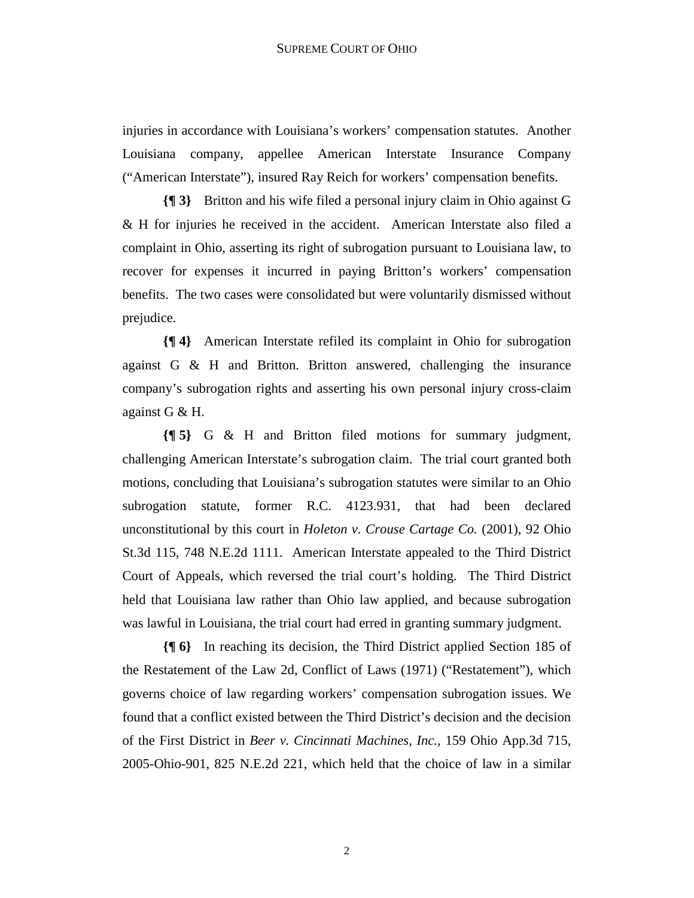injuries in accordance with Louisiana's workers' compensation statutes. Another Louisiana company, appellee American Interstate Insurance Company ("American Interstate"), insured Ray Reich for workers' compensation benefits.

**{¶ 3}** Britton and his wife filed a personal injury claim in Ohio against G & H for injuries he received in the accident. American Interstate also filed a complaint in Ohio, asserting its right of subrogation pursuant to Louisiana law, to recover for expenses it incurred in paying Britton's workers' compensation benefits. The two cases were consolidated but were voluntarily dismissed without prejudice.

**{¶ 4}** American Interstate refiled its complaint in Ohio for subrogation against G & H and Britton. Britton answered, challenging the insurance company's subrogation rights and asserting his own personal injury cross-claim against G & H.

**{¶ 5}** G & H and Britton filed motions for summary judgment, challenging American Interstate's subrogation claim. The trial court granted both motions, concluding that Louisiana's subrogation statutes were similar to an Ohio subrogation statute, former R.C. 4123.931, that had been declared unconstitutional by this court in *Holeton v. Crouse Cartage Co.* (2001), 92 Ohio St.3d 115, 748 N.E.2d 1111. American Interstate appealed to the Third District Court of Appeals, which reversed the trial court's holding. The Third District held that Louisiana law rather than Ohio law applied, and because subrogation was lawful in Louisiana, the trial court had erred in granting summary judgment.

**{¶ 6}** In reaching its decision, the Third District applied Section 185 of the Restatement of the Law 2d, Conflict of Laws (1971) ("Restatement"), which governs choice of law regarding workers' compensation subrogation issues. We found that a conflict existed between the Third District's decision and the decision of the First District in *Beer v. Cincinnati Machines, Inc.*, 159 Ohio App.3d 715, 2005-Ohio-901, 825 N.E.2d 221, which held that the choice of law in a similar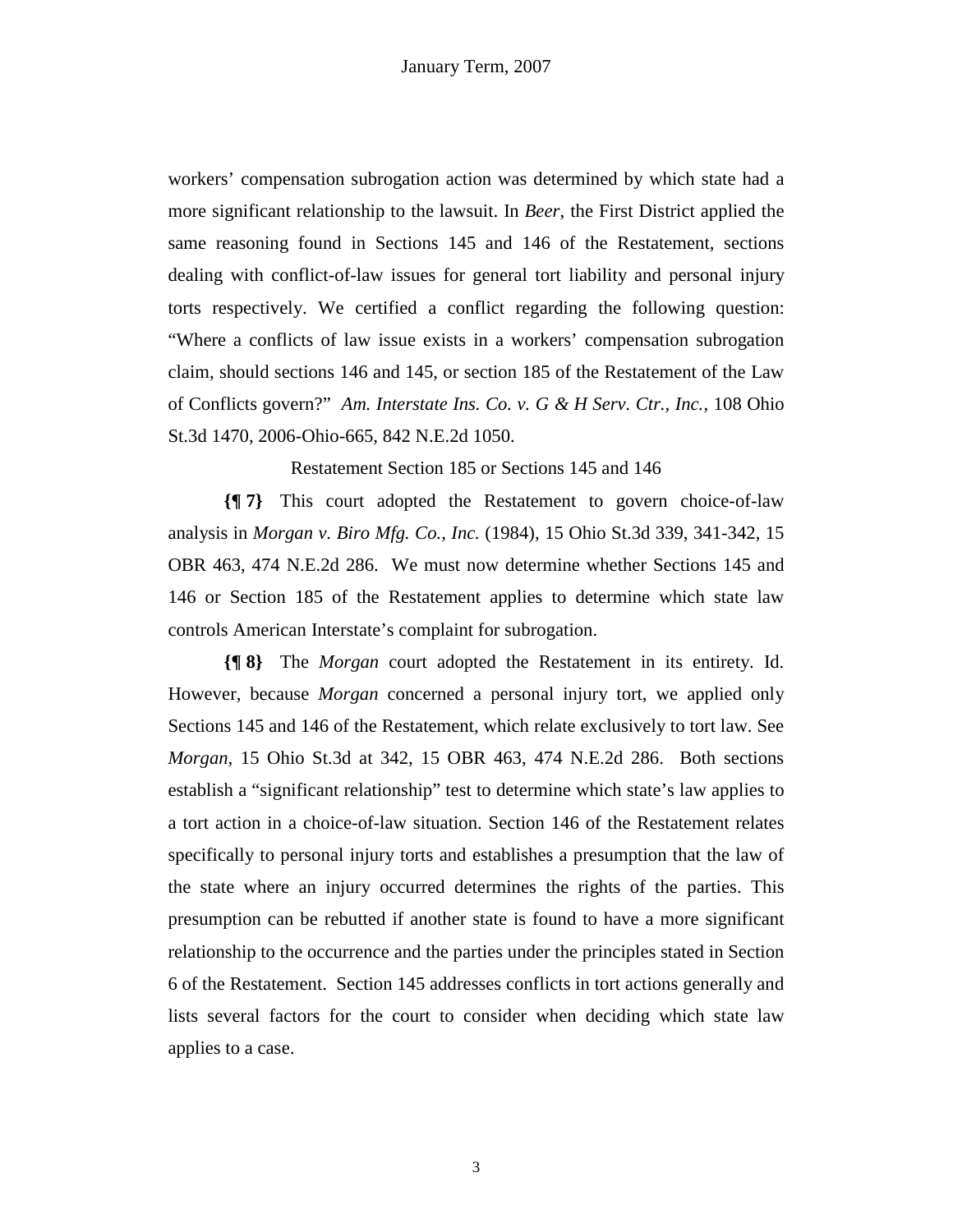workers' compensation subrogation action was determined by which state had a more significant relationship to the lawsuit. In *Beer*, the First District applied the same reasoning found in Sections 145 and 146 of the Restatement, sections dealing with conflict-of-law issues for general tort liability and personal injury torts respectively. We certified a conflict regarding the following question: "Where a conflicts of law issue exists in a workers' compensation subrogation claim, should sections 146 and 145, or section 185 of the Restatement of the Law of Conflicts govern?" *Am. Interstate Ins. Co. v. G & H Serv. Ctr., Inc.*, 108 Ohio St.3d 1470, 2006-Ohio-665, 842 N.E.2d 1050.

Restatement Section 185 or Sections 145 and 146

**{¶ 7}** This court adopted the Restatement to govern choice-of-law analysis in *Morgan v. Biro Mfg. Co., Inc.* (1984), 15 Ohio St.3d 339, 341-342, 15 OBR 463, 474 N.E.2d 286. We must now determine whether Sections 145 and 146 or Section 185 of the Restatement applies to determine which state law controls American Interstate's complaint for subrogation.

**{¶ 8}** The *Morgan* court adopted the Restatement in its entirety. Id. However, because *Morgan* concerned a personal injury tort, we applied only Sections 145 and 146 of the Restatement, which relate exclusively to tort law. See *Morgan*, 15 Ohio St.3d at 342, 15 OBR 463, 474 N.E.2d 286. Both sections establish a "significant relationship" test to determine which state's law applies to a tort action in a choice-of-law situation. Section 146 of the Restatement relates specifically to personal injury torts and establishes a presumption that the law of the state where an injury occurred determines the rights of the parties. This presumption can be rebutted if another state is found to have a more significant relationship to the occurrence and the parties under the principles stated in Section 6 of the Restatement. Section 145 addresses conflicts in tort actions generally and lists several factors for the court to consider when deciding which state law applies to a case.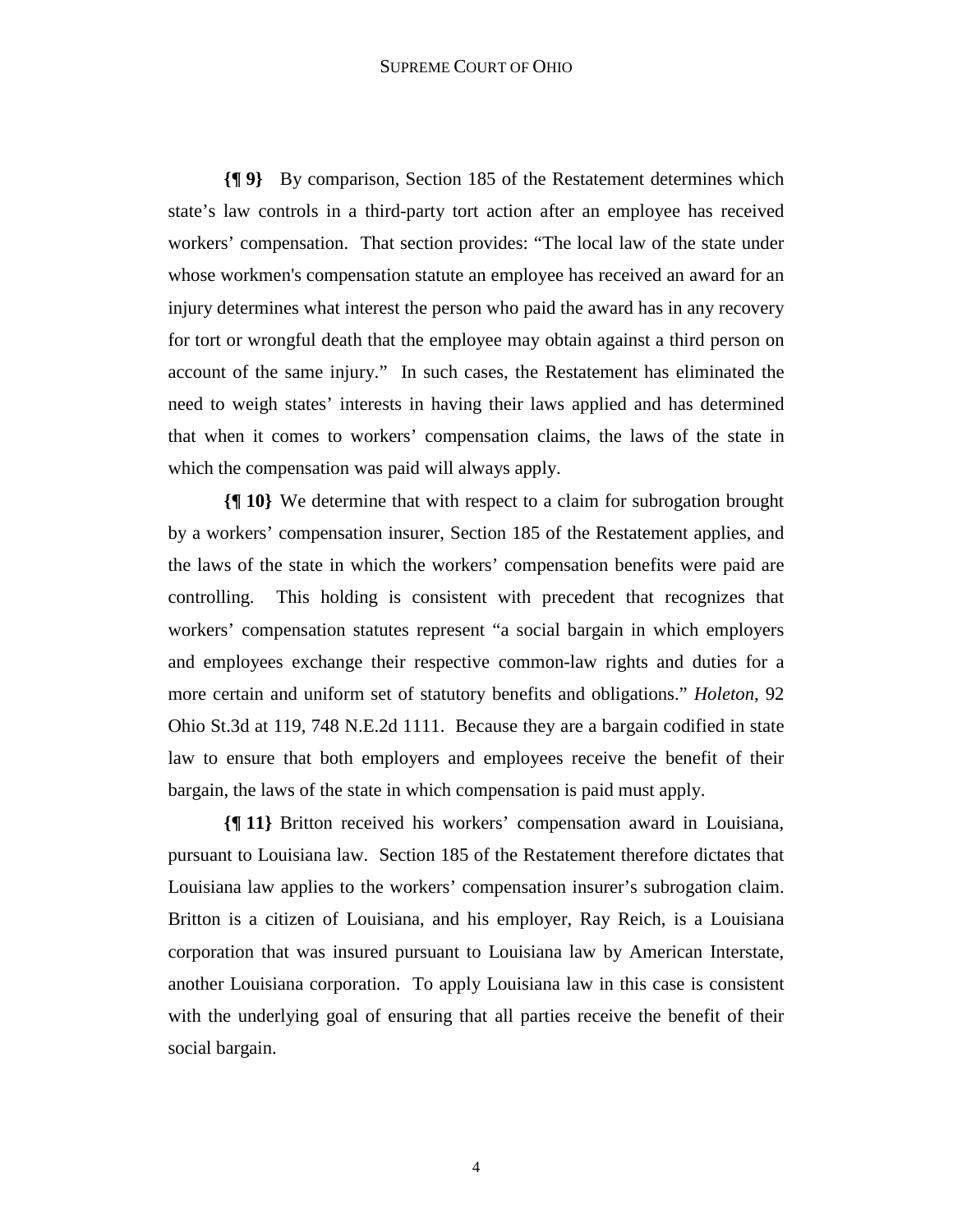**{¶ 9}** By comparison, Section 185 of the Restatement determines which state's law controls in a third-party tort action after an employee has received workers' compensation. That section provides: "The local law of the state under whose workmen's compensation statute an employee has received an award for an injury determines what interest the person who paid the award has in any recovery for tort or wrongful death that the employee may obtain against a third person on account of the same injury." In such cases, the Restatement has eliminated the need to weigh states' interests in having their laws applied and has determined that when it comes to workers' compensation claims, the laws of the state in which the compensation was paid will always apply.

**{¶ 10}** We determine that with respect to a claim for subrogation brought by a workers' compensation insurer, Section 185 of the Restatement applies, and the laws of the state in which the workers' compensation benefits were paid are controlling. This holding is consistent with precedent that recognizes that workers' compensation statutes represent "a social bargain in which employers and employees exchange their respective common-law rights and duties for a more certain and uniform set of statutory benefits and obligations." *Holeton*, 92 Ohio St.3d at 119, 748 N.E.2d 1111. Because they are a bargain codified in state law to ensure that both employers and employees receive the benefit of their bargain, the laws of the state in which compensation is paid must apply.

**{¶ 11}** Britton received his workers' compensation award in Louisiana, pursuant to Louisiana law. Section 185 of the Restatement therefore dictates that Louisiana law applies to the workers' compensation insurer's subrogation claim. Britton is a citizen of Louisiana, and his employer, Ray Reich, is a Louisiana corporation that was insured pursuant to Louisiana law by American Interstate, another Louisiana corporation. To apply Louisiana law in this case is consistent with the underlying goal of ensuring that all parties receive the benefit of their social bargain.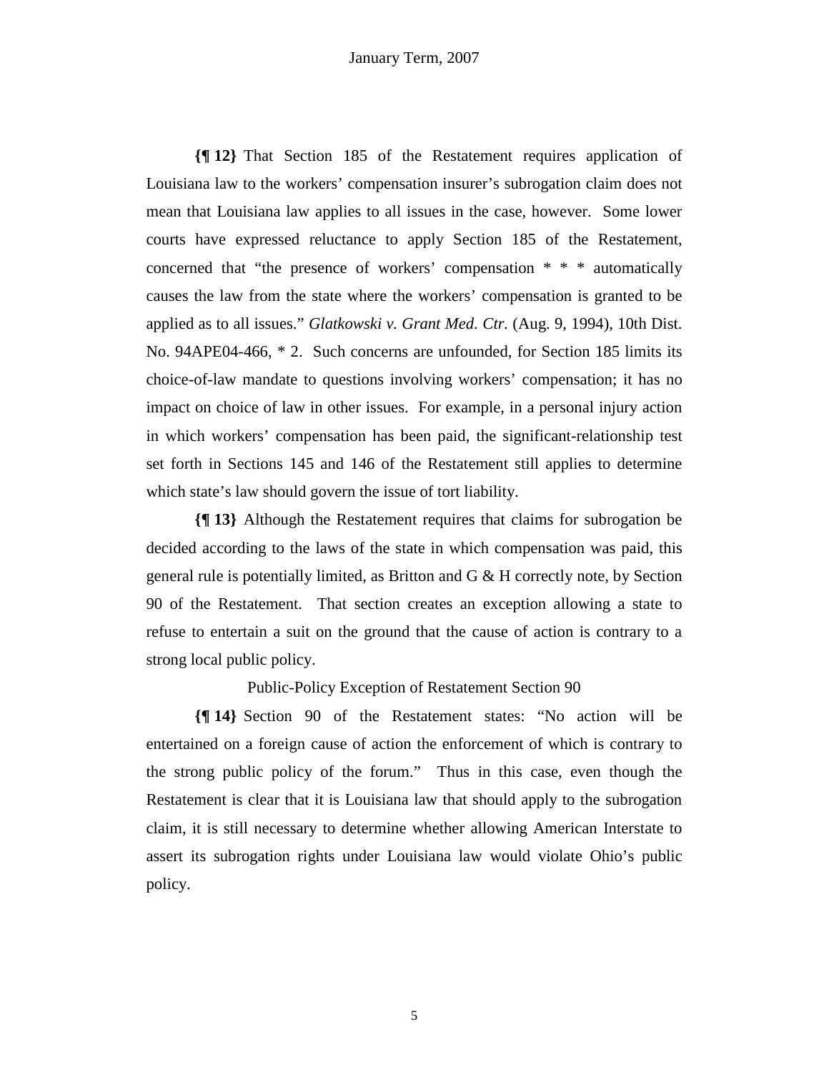**{¶ 12}** That Section 185 of the Restatement requires application of Louisiana law to the workers' compensation insurer's subrogation claim does not mean that Louisiana law applies to all issues in the case, however. Some lower courts have expressed reluctance to apply Section 185 of the Restatement, concerned that "the presence of workers' compensation * * * automatically causes the law from the state where the workers' compensation is granted to be applied as to all issues." *Glatkowski v. Grant Med. Ctr.* (Aug. 9, 1994), 10th Dist. No. 94APE04-466, * 2. Such concerns are unfounded, for Section 185 limits its choice-of-law mandate to questions involving workers' compensation; it has no impact on choice of law in other issues. For example, in a personal injury action in which workers' compensation has been paid, the significant-relationship test set forth in Sections 145 and 146 of the Restatement still applies to determine which state's law should govern the issue of tort liability.

**{¶ 13}** Although the Restatement requires that claims for subrogation be decided according to the laws of the state in which compensation was paid, this general rule is potentially limited, as Britton and G & H correctly note, by Section 90 of the Restatement. That section creates an exception allowing a state to refuse to entertain a suit on the ground that the cause of action is contrary to a strong local public policy.

Public-Policy Exception of Restatement Section 90

**{¶ 14}** Section 90 of the Restatement states: "No action will be entertained on a foreign cause of action the enforcement of which is contrary to the strong public policy of the forum." Thus in this case, even though the Restatement is clear that it is Louisiana law that should apply to the subrogation claim, it is still necessary to determine whether allowing American Interstate to assert its subrogation rights under Louisiana law would violate Ohio's public policy.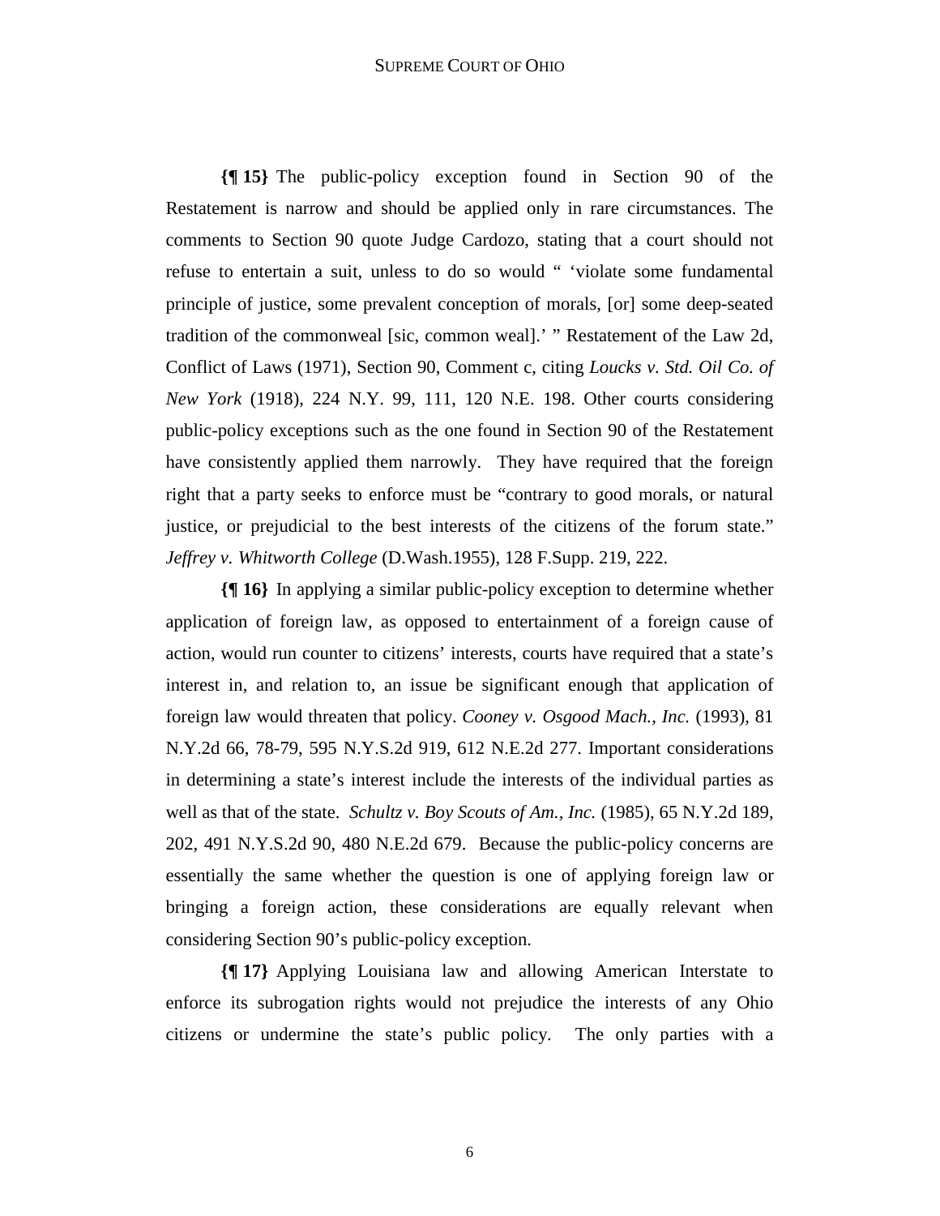**{¶ 15}** The public-policy exception found in Section 90 of the Restatement is narrow and should be applied only in rare circumstances. The comments to Section 90 quote Judge Cardozo, stating that a court should not refuse to entertain a suit, unless to do so would " 'violate some fundamental principle of justice, some prevalent conception of morals, [or] some deep-seated tradition of the commonweal [sic, common weal].' " Restatement of the Law 2d, Conflict of Laws (1971), Section 90, Comment c, citing *Loucks v. Std. Oil Co. of New York* (1918), 224 N.Y. 99, 111, 120 N.E. 198. Other courts considering public-policy exceptions such as the one found in Section 90 of the Restatement have consistently applied them narrowly. They have required that the foreign right that a party seeks to enforce must be "contrary to good morals, or natural justice, or prejudicial to the best interests of the citizens of the forum state." *Jeffrey v. Whitworth College* (D.Wash.1955), 128 F.Supp. 219, 222.

**{¶ 16}** In applying a similar public-policy exception to determine whether application of foreign law, as opposed to entertainment of a foreign cause of action, would run counter to citizens' interests, courts have required that a state's interest in, and relation to, an issue be significant enough that application of foreign law would threaten that policy. *Cooney v. Osgood Mach., Inc.* (1993), 81 N.Y.2d 66, 78-79, 595 N.Y.S.2d 919, 612 N.E.2d 277. Important considerations in determining a state's interest include the interests of the individual parties as well as that of the state. *Schultz v. Boy Scouts of Am., Inc.* (1985), 65 N.Y.2d 189, 202, 491 N.Y.S.2d 90, 480 N.E.2d 679. Because the public-policy concerns are essentially the same whether the question is one of applying foreign law or bringing a foreign action, these considerations are equally relevant when considering Section 90's public-policy exception.

**{¶ 17}** Applying Louisiana law and allowing American Interstate to enforce its subrogation rights would not prejudice the interests of any Ohio citizens or undermine the state's public policy. The only parties with a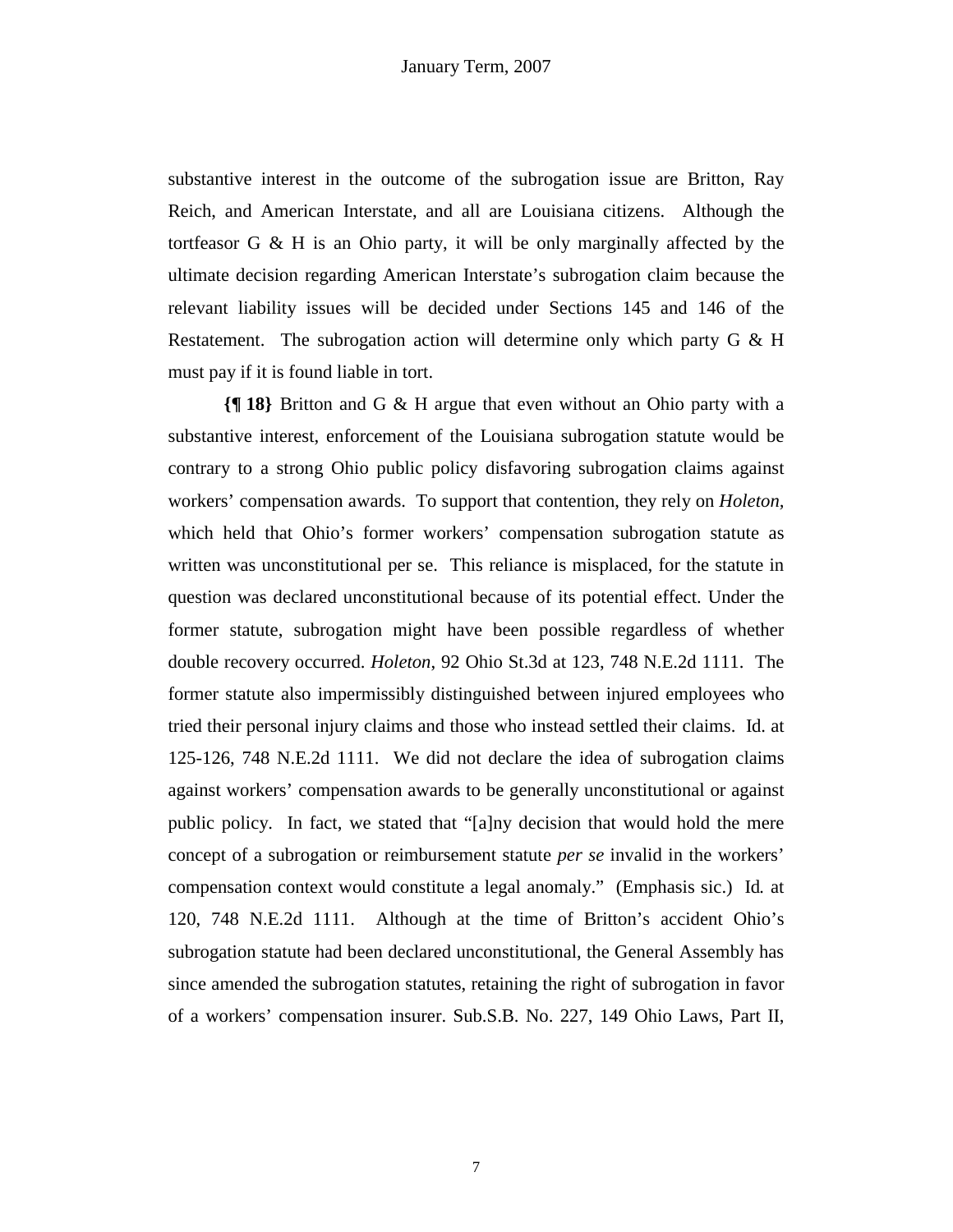substantive interest in the outcome of the subrogation issue are Britton, Ray Reich, and American Interstate, and all are Louisiana citizens. Although the tortfeasor G & H is an Ohio party, it will be only marginally affected by the ultimate decision regarding American Interstate's subrogation claim because the relevant liability issues will be decided under Sections 145 and 146 of the Restatement. The subrogation action will determine only which party G & H must pay if it is found liable in tort.

**{¶ 18}** Britton and G & H argue that even without an Ohio party with a substantive interest, enforcement of the Louisiana subrogation statute would be contrary to a strong Ohio public policy disfavoring subrogation claims against workers' compensation awards. To support that contention, they rely on *Holeton*, which held that Ohio's former workers' compensation subrogation statute as written was unconstitutional per se. This reliance is misplaced, for the statute in question was declared unconstitutional because of its potential effect. Under the former statute, subrogation might have been possible regardless of whether double recovery occurred. *Holeton*, 92 Ohio St.3d at 123, 748 N.E.2d 1111. The former statute also impermissibly distinguished between injured employees who tried their personal injury claims and those who instead settled their claims. Id. at 125-126, 748 N.E.2d 1111. We did not declare the idea of subrogation claims against workers' compensation awards to be generally unconstitutional or against public policy. In fact, we stated that "[a]ny decision that would hold the mere concept of a subrogation or reimbursement statute *per se* invalid in the workers' compensation context would constitute a legal anomaly." (Emphasis sic.) Id. at 120, 748 N.E.2d 1111. Although at the time of Britton's accident Ohio's subrogation statute had been declared unconstitutional, the General Assembly has since amended the subrogation statutes, retaining the right of subrogation in favor of a workers' compensation insurer. Sub.S.B. No. 227, 149 Ohio Laws, Part II,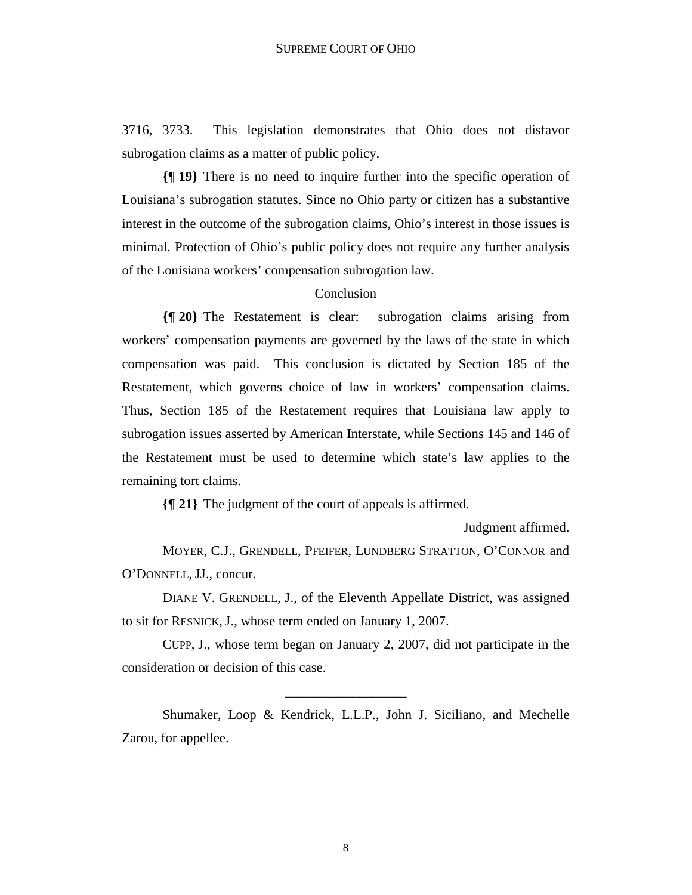3716, 3733. This legislation demonstrates that Ohio does not disfavor subrogation claims as a matter of public policy.

**{¶ 19}** There is no need to inquire further into the specific operation of Louisiana's subrogation statutes. Since no Ohio party or citizen has a substantive interest in the outcome of the subrogation claims, Ohio's interest in those issues is minimal. Protection of Ohio's public policy does not require any further analysis of the Louisiana workers' compensation subrogation law.

Conclusion

**{¶ 20}** The Restatement is clear: subrogation claims arising from workers' compensation payments are governed by the laws of the state in which compensation was paid. This conclusion is dictated by Section 185 of the Restatement, which governs choice of law in workers' compensation claims. Thus, Section 185 of the Restatement requires that Louisiana law apply to subrogation issues asserted by American Interstate, while Sections 145 and 146 of the Restatement must be used to determine which state's law applies to the remaining tort claims.

**{¶ 21}** The judgment of the court of appeals is affirmed.

Judgment affirmed.

MOYER, C.J., GRENDELL, PFEIFER, LUNDBERG STRATTON, O'CONNOR and O'DONNELL, JJ., concur.

DIANE V. GRENDELL, J., of the Eleventh Appellate District, was assigned to sit for RESNICK, J., whose term ended on January 1, 2007.

CUPP, J., whose term began on January 2, 2007, did not participate in the consideration or decision of this case.

---

Shumaker, Loop & Kendrick, L.L.P., John J. Siciliano, and Mechelle Zarou, for appellee.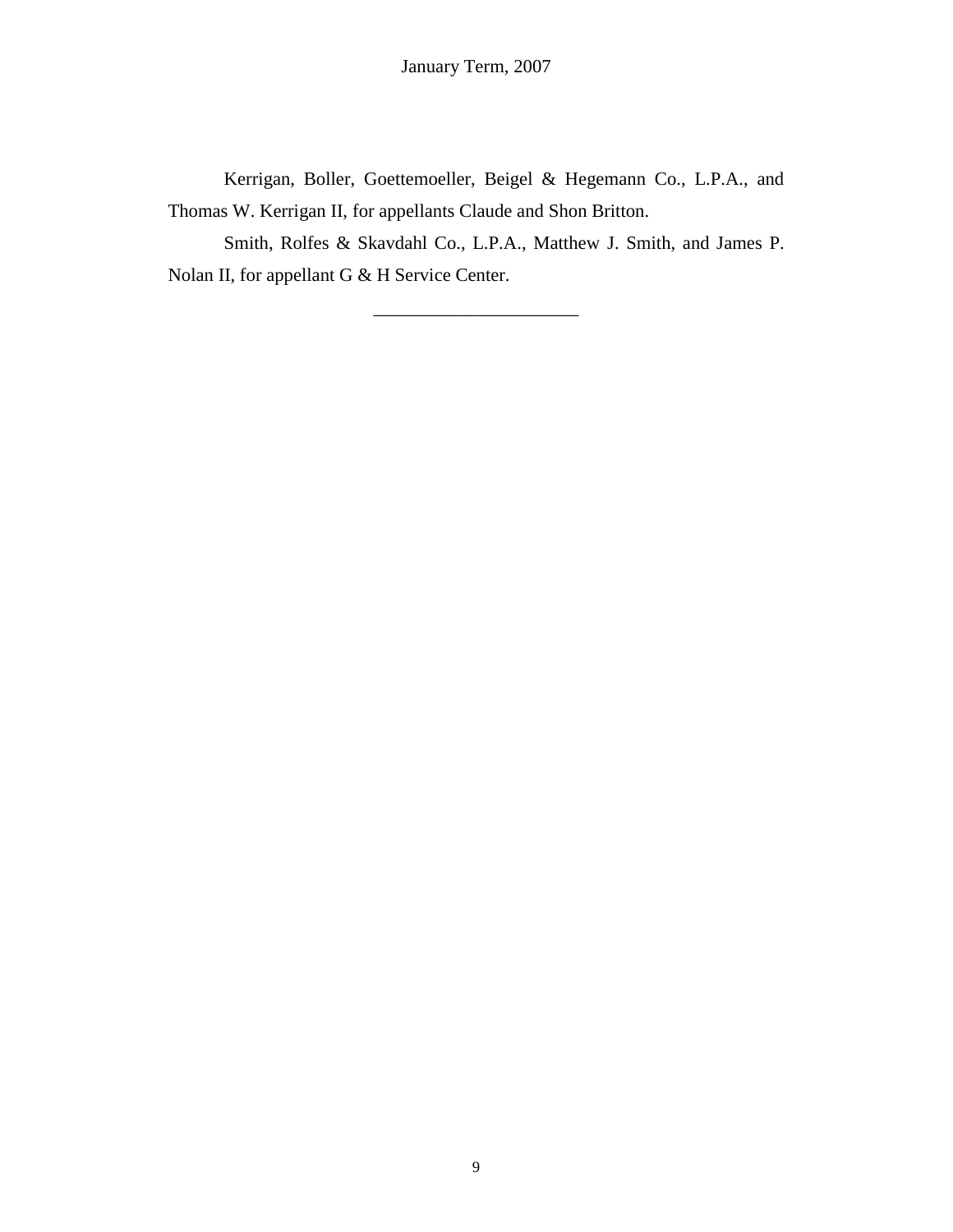Kerrigan, Boller, Goettemoeller, Beigel & Hegemann Co., L.P.A., and Thomas W. Kerrigan II, for appellants Claude and Shon Britton.

Smith, Rolfes & Skavdahl Co., L.P.A., Matthew J. Smith, and James P. Nolan II, for appellant G & H Service Center.

______________________